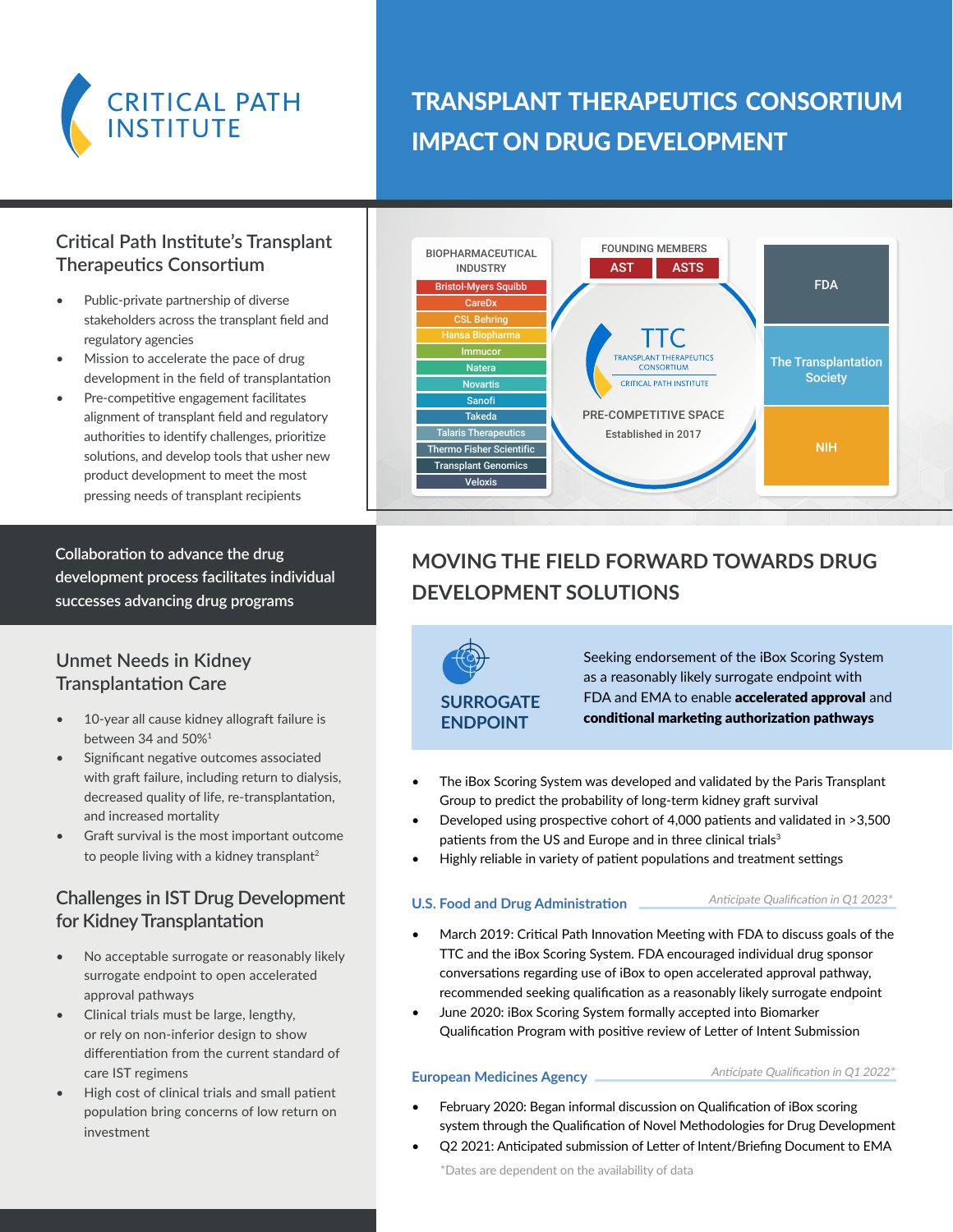CRITICAL PATH INSTITUTE

# TRANSPLANT THERAPEUTICS CONSORTIUM IMPACT ON DRUG DEVELOPMENT

## Critical Path Institute's Transplant Therapeutics Consortium

- Public-private partnership of diverse stakeholders across the transplant field and regulatory agencies
- Mission to accelerate the pace of drug development in the field of transplantation
- Pre-competitive engagement facilitates alignment of transplant field and regulatory authorities to identify challenges, prioritize solutions, and develop tools that usher new product development to meet the most pressing needs of transplant recipients

BIOPHARMACEUTICAL INDUSTRY

- Bristol-Myers Squibb
- CareDx
- CSL Behring
- Hansa Biopharma
- Immucor
- Natera
- Novartis
- Sanofi
- Takeda
- Talaris Therapeutics
- Thermo Fisher Scientific
- Transplant Genomics
- Veloxis

FOUNDING MEMBERS

- AST
- ASTS

TTC
TRANSPLANT THERAPEUTICS CONSORTIUM
CRITICAL PATH INSTITUTE

PRE-COMPETITIVE SPACE
Established in 2017

- FDA
- The Transplantation Society
- NIH

**Collaboration to advance the drug development process facilitates individual successes advancing drug programs**

## Unmet Needs in Kidney Transplantation Care

- 10-year all cause kidney allograft failure is between 34 and 50%[1]
- Significant negative outcomes associated with graft failure, including return to dialysis, decreased quality of life, re-transplantation, and increased mortality
- Graft survival is the most important outcome to people living with a kidney transplant[2]

## Challenges in IST Drug Development for Kidney Transplantation

- No acceptable surrogate or reasonably likely surrogate endpoint to open accelerated approval pathways
- Clinical trials must be large, lengthy, or rely on non-inferior design to show differentiation from the current standard of care IST regimens
- High cost of clinical trials and small patient population bring concerns of low return on investment

## MOVING THE FIELD FORWARD TOWARDS DRUG DEVELOPMENT SOLUTIONS

### SURROGATE ENDPOINT

Seeking endorsement of the iBox Scoring System as a reasonably likely surrogate endpoint with FDA and EMA to enable **accelerated approval** and **conditional marketing authorization pathways**

- The iBox Scoring System was developed and validated by the Paris Transplant Group to predict the probability of long-term kidney graft survival
- Developed using prospective cohort of 4,000 patients and validated in >3,500 patients from the US and Europe and in three clinical trials[3]
- Highly reliable in variety of patient populations and treatment settings

### U.S. Food and Drug Administration

*Anticipate Qualification in Q1 2023**

- March 2019: Critical Path Innovation Meeting with FDA to discuss goals of the TTC and the iBox Scoring System. FDA encouraged individual drug sponsor conversations regarding use of iBox to open accelerated approval pathway, recommended seeking qualification as a reasonably likely surrogate endpoint
- June 2020: iBox Scoring System formally accepted into Biomarker Qualification Program with positive review of Letter of Intent Submission

### European Medicines Agency

*Anticipate Qualification in Q1 2022**

- February 2020: Began informal discussion on Qualification of iBox scoring system through the Qualification of Novel Methodologies for Drug Development
- Q2 2021: Anticipated submission of Letter of Intent/Briefing Document to EMA

*Dates are dependent on the availability of data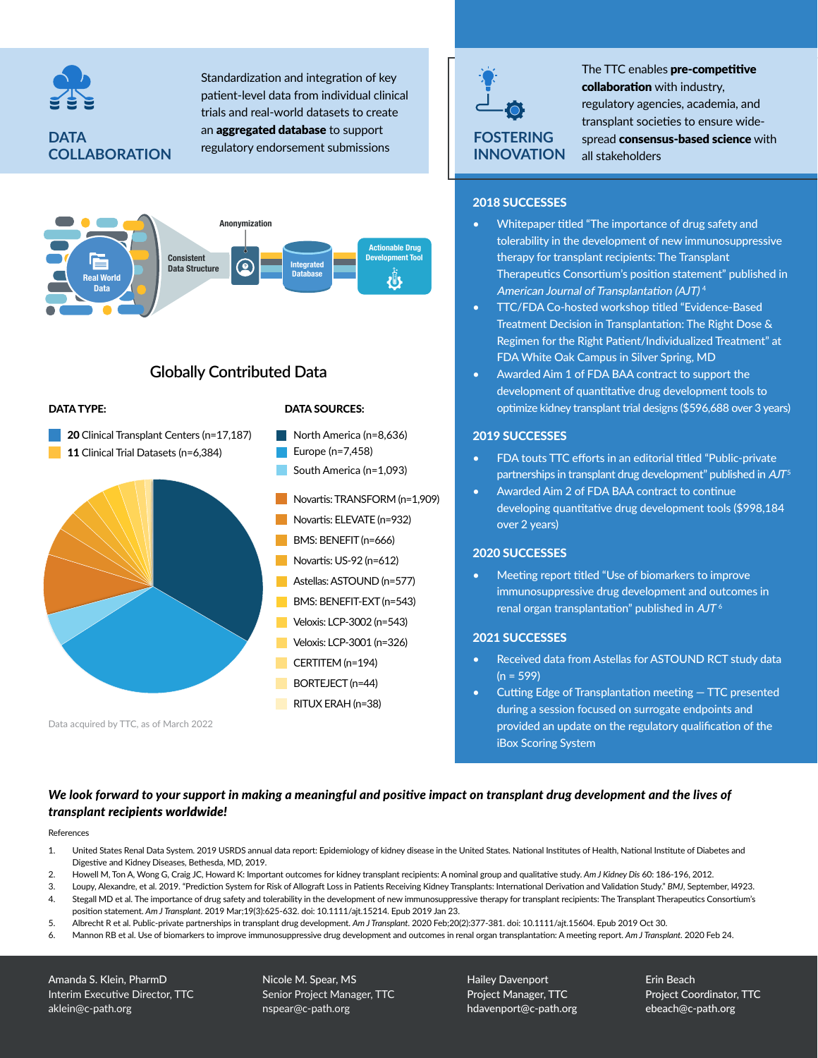## DATA COLLABORATION

Standardization and integration of key patient-level data from individual clinical trials and real-world datasets to create an **aggregated database** to support regulatory endorsement submissions

Real World Data

Consistent Data Structure

Anonymization

Integrated Database

Actionable Drug Development Tool

## FOSTERING INNOVATION

The TTC enables **pre-competitive collaboration** with industry, regulatory agencies, academia, and transplant societies to ensure wide-spread **consensus-based science** with all stakeholders

### Globally Contributed Data

**DATA TYPE:**

- **20** Clinical Transplant Centers (n=17,187)
- **11** Clinical Trial Datasets (n=6,384)

**DATA SOURCES:**

- North America (n=8,636)
- Europe (n=7,458)
- South America (n=1,093)
- Novartis: TRANSFORM (n=1,909)
- Novartis: ELEVATE (n=932)
- BMS: BENEFIT (n=666)
- Novartis: US-92 (n=612)
- Astellas: ASTOUND (n=577)
- BMS: BENEFIT-EXT (n=543)
- Veloxis: LCP-3002 (n=543)
- Veloxis: LCP-3001 (n=326)
- CERTITEM (n=194)
- BORTEJECT (n=44)
- RITUX ERAH (n=38)

Data acquired by TTC, as of March 2022

### 2018 SUCCESSES

- Whitepaper titled "The importance of drug safety and tolerability in the development of new immunosuppressive therapy for transplant recipients: The Transplant Therapeutics Consortium's position statement" published in *American Journal of Transplantation (AJT)* [4]
- TTC/FDA Co-hosted workshop titled "Evidence-Based Treatment Decision in Transplantation: The Right Dose & Regimen for the Right Patient/Individualized Treatment" at FDA White Oak Campus in Silver Spring, MD
- Awarded Aim 1 of FDA BAA contract to support the development of quantitative drug development tools to optimize kidney transplant trial designs ($596,688 over 3 years)

### 2019 SUCCESSES

- FDA touts TTC efforts in an editorial titled "Public-private partnerships in transplant drug development" published in *AJT* [5]
- Awarded Aim 2 of FDA BAA contract to continue developing quantitative drug development tools ($998,184 over 2 years)

### 2020 SUCCESSES

- Meeting report titled "Use of biomarkers to improve immunosuppressive drug development and outcomes in renal organ transplantation" published in *AJT* [6]

### 2021 SUCCESSES

- Received data from Astellas for ASTOUND RCT study data (n = 599)
- Cutting Edge of Transplantation meeting — TTC presented during a session focused on surrogate endpoints and provided an update on the regulatory qualification of the iBox Scoring System

***We look forward to your support in making a meaningful and positive impact on transplant drug development and the lives of transplant recipients worldwide!***

References

1. United States Renal Data System. 2019 USRDS annual data report: Epidemiology of kidney disease in the United States. National Institutes of Health, National Institute of Diabetes and Digestive and Kidney Diseases, Bethesda, MD, 2019.
2. Howell M, Ton A, Wong G, Craig JC, Howard K: Important outcomes for kidney transplant recipients: A nominal group and qualitative study. *Am J Kidney Dis* 60: 186-196, 2012.
3. Loupy, Alexandre, et al. 2019. "Prediction System for Risk of Allograft Loss in Patients Receiving Kidney Transplants: International Derivation and Validation Study." *BMJ*, September, l4923.
4. Stegall MD et al. The importance of drug safety and tolerability in the development of new immunosuppressive therapy for transplant recipients: The Transplant Therapeutics Consortium's position statement. *Am J Transplant*. 2019 Mar;19(3):625-632. doi: 10.1111/ajt.15214. Epub 2019 Jan 23.
5. Albrecht R et al. Public-private partnerships in transplant drug development. *Am J Transplant*. 2020 Feb;20(2):377-381. doi: 10.1111/ajt.15604. Epub 2019 Oct 30.
6. Mannon RB et al. Use of biomarkers to improve immunosuppressive drug development and outcomes in renal organ transplantation: A meeting report. *Am J Transplant*. 2020 Feb 24.

Amanda S. Klein, PharmD
Interim Executive Director, TTC
aklein@c-path.org

Nicole M. Spear, MS
Senior Project Manager, TTC
nspear@c-path.org

Hailey Davenport
Project Manager, TTC
hdavenport@c-path.org

Erin Beach
Project Coordinator, TTC
ebeach@c-path.org